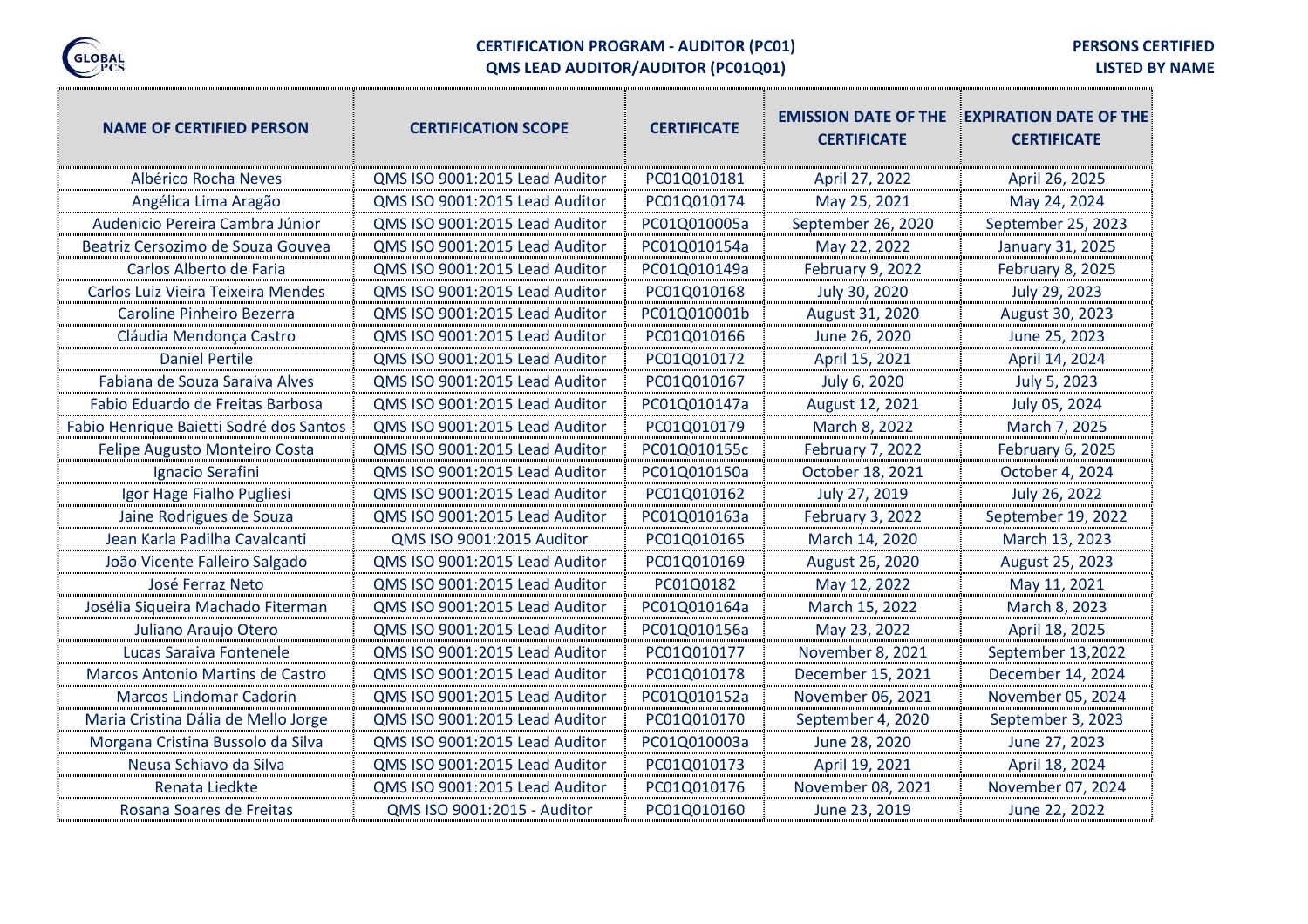GLOBAL PCS

## CERTIFICATION PROGRAM - AUDITOR (PC01)
## QMS LEAD AUDITOR/AUDITOR (PC01Q01)

**PERSONS CERTIFIED**
**LISTED BY NAME**

| NAME OF CERTIFIED PERSON | CERTIFICATION SCOPE | CERTIFICATE | EMISSION DATE OF THE CERTIFICATE | EXPIRATION DATE OF THE CERTIFICATE |
|---|---|---|---|---|
| Albérico Rocha Neves | QMS ISO 9001:2015 Lead Auditor | PC01Q010181 | April 27, 2022 | April 26, 2025 |
| Angélica Lima Aragão | QMS ISO 9001:2015 Lead Auditor | PC01Q010174 | May 25, 2021 | May 24, 2024 |
| Audenicio Pereira Cambra Júnior | QMS ISO 9001:2015 Lead Auditor | PC01Q010005a | September 26, 2020 | September 25, 2023 |
| Beatriz Cersozimo de Souza Gouvea | QMS ISO 9001:2015 Lead Auditor | PC01Q010154a | May 22, 2022 | January 31, 2025 |
| Carlos Alberto de Faria | QMS ISO 9001:2015 Lead Auditor | PC01Q010149a | February 9, 2022 | February 8, 2025 |
| Carlos Luiz Vieira Teixeira Mendes | QMS ISO 9001:2015 Lead Auditor | PC01Q010168 | July 30, 2020 | July 29, 2023 |
| Caroline Pinheiro Bezerra | QMS ISO 9001:2015 Lead Auditor | PC01Q010001b | August 31, 2020 | August 30, 2023 |
| Cláudia Mendonça Castro | QMS ISO 9001:2015 Lead Auditor | PC01Q010166 | June 26, 2020 | June 25, 2023 |
| Daniel Pertile | QMS ISO 9001:2015 Lead Auditor | PC01Q010172 | April 15, 2021 | April 14, 2024 |
| Fabiana de Souza Saraiva Alves | QMS ISO 9001:2015 Lead Auditor | PC01Q010167 | July 6, 2020 | July 5, 2023 |
| Fabio Eduardo de Freitas Barbosa | QMS ISO 9001:2015 Lead Auditor | PC01Q010147a | August 12, 2021 | July 05, 2024 |
| Fabio Henrique Baietti Sodré dos Santos | QMS ISO 9001:2015 Lead Auditor | PC01Q010179 | March 8, 2022 | March 7, 2025 |
| Felipe Augusto Monteiro Costa | QMS ISO 9001:2015 Lead Auditor | PC01Q010155c | February 7, 2022 | February 6, 2025 |
| Ignacio Serafini | QMS ISO 9001:2015 Lead Auditor | PC01Q010150a | October 18, 2021 | October 4, 2024 |
| Igor Hage Fialho Pugliesi | QMS ISO 9001:2015 Lead Auditor | PC01Q010162 | July 27, 2019 | July 26, 2022 |
| Jaine Rodrigues de Souza | QMS ISO 9001:2015 Lead Auditor | PC01Q010163a | February 3, 2022 | September 19, 2022 |
| Jean Karla Padilha Cavalcanti | QMS ISO 9001:2015 Auditor | PC01Q010165 | March 14, 2020 | March 13, 2023 |
| João Vicente Falleiro Salgado | QMS ISO 9001:2015 Lead Auditor | PC01Q010169 | August 26, 2020 | August 25, 2023 |
| José Ferraz Neto | QMS ISO 9001:2015 Lead Auditor | PC01Q0182 | May 12, 2022 | May 11, 2021 |
| Josélia Siqueira Machado Fiterman | QMS ISO 9001:2015 Lead Auditor | PC01Q010164a | March 15, 2022 | March 8, 2023 |
| Juliano Araujo Otero | QMS ISO 9001:2015 Lead Auditor | PC01Q010156a | May 23, 2022 | April 18, 2025 |
| Lucas Saraiva Fontenele | QMS ISO 9001:2015 Lead Auditor | PC01Q010177 | November 8, 2021 | September 13,2022 |
| Marcos Antonio Martins de Castro | QMS ISO 9001:2015 Lead Auditor | PC01Q010178 | December 15, 2021 | December 14, 2024 |
| Marcos Lindomar Cadorin | QMS ISO 9001:2015 Lead Auditor | PC01Q010152a | November 06, 2021 | November 05, 2024 |
| Maria Cristina Dália de Mello Jorge | QMS ISO 9001:2015 Lead Auditor | PC01Q010170 | September 4, 2020 | September 3, 2023 |
| Morgana Cristina Bussolo da Silva | QMS ISO 9001:2015 Lead Auditor | PC01Q010003a | June 28, 2020 | June 27, 2023 |
| Neusa Schiavo da Silva | QMS ISO 9001:2015 Lead Auditor | PC01Q010173 | April 19, 2021 | April 18, 2024 |
| Renata Liedkte | QMS ISO 9001:2015 Lead Auditor | PC01Q010176 | November 08, 2021 | November 07, 2024 |
| Rosana Soares de Freitas | QMS ISO 9001:2015 - Auditor | PC01Q010160 | June 23, 2019 | June 22, 2022 |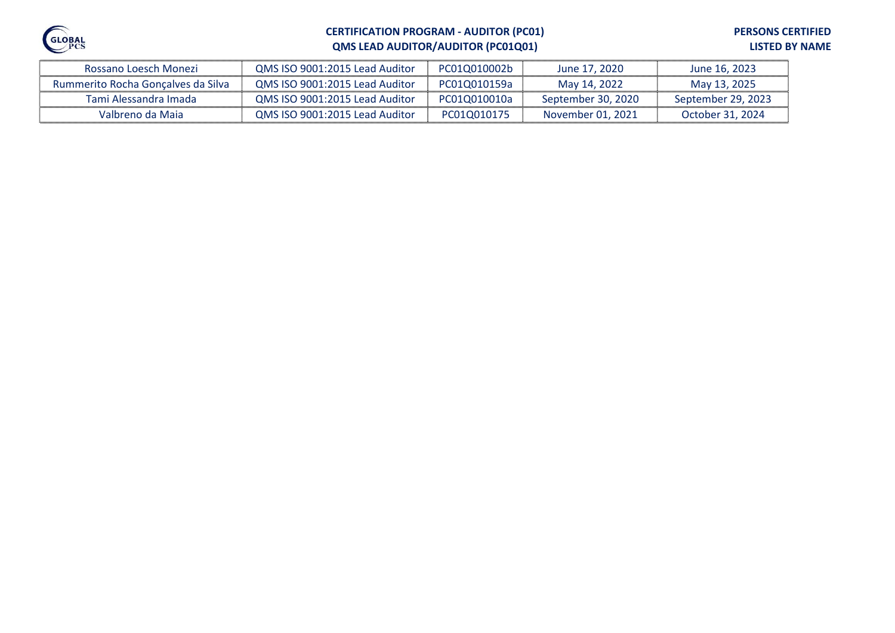**CERTIFICATION PROGRAM - AUDITOR (PC01)**
**QMS LEAD AUDITOR/AUDITOR (PC01Q01)**

**PERSONS CERTIFIED**
**LISTED BY NAME**

| | | | | |
|---|---|---|---|---|
| Rossano Loesch Monezi | QMS ISO 9001:2015 Lead Auditor | PC01Q010002b | June 17, 2020 | June 16, 2023 |
| Rummerito Rocha Gonçalves da Silva | QMS ISO 9001:2015 Lead Auditor | PC01Q010159a | May 14, 2022 | May 13, 2025 |
| Tami Alessandra Imada | QMS ISO 9001:2015 Lead Auditor | PC01Q010010a | September 30, 2020 | September 29, 2023 |
| Valbreno da Maia | QMS ISO 9001:2015 Lead Auditor | PC01Q010175 | November 01, 2021 | October 31, 2024 |